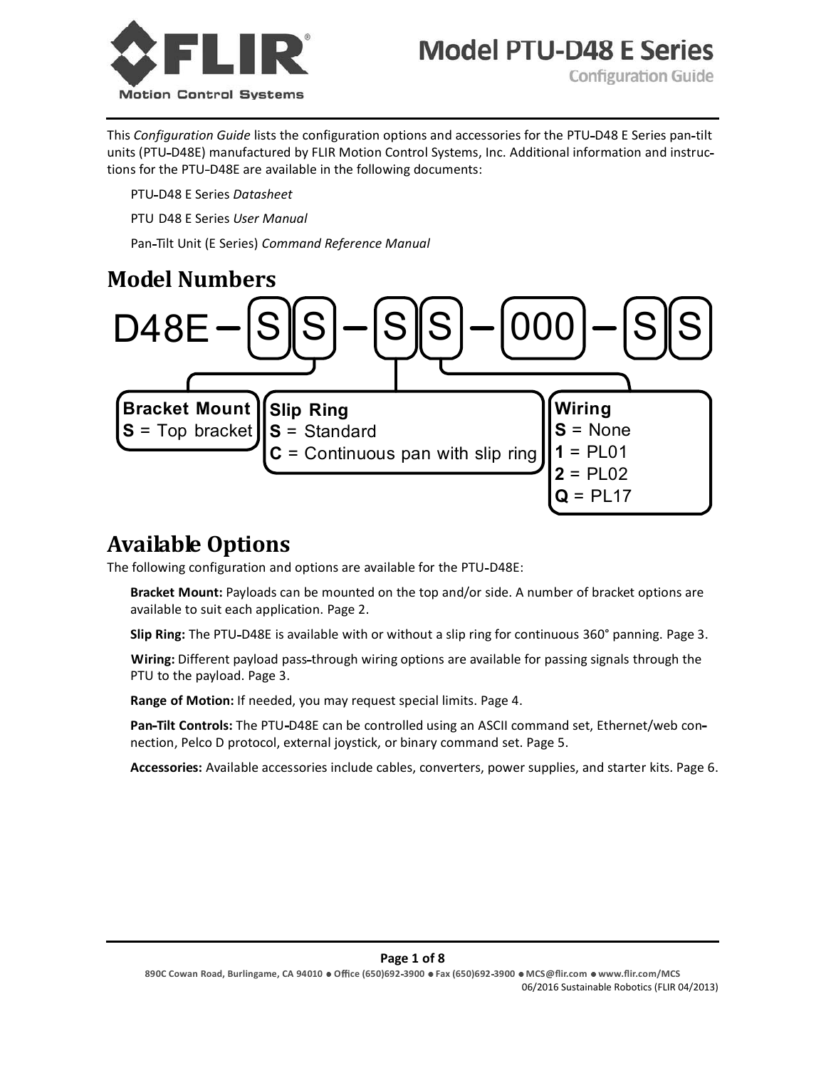# Model PTU-D48 E Series

## Configuration Guide

This *Configuration Guide* lists the configuration options and accessories for the PTU-D48 E Series pan-tilt units (PTU-D48E) manufactured by FLIR Motion Control Systems, Inc. Additional information and instructions for the PTU-D48E are available in the following documents:

PTU-D48 E Series *Datasheet*

PTU D48 E Series *User Manual*

Pan-Tilt Unit (E Series) *Command Reference Manual*

## Model Numbers

D48E – S S – S S – 000 – S S

**Bracket Mount**
**S** = Top bracket

**Slip Ring**
**S** = Standard
**C** = Continuous pan with slip ring

**Wiring**
**S** = None
**1** = PL01
**2** = PL02
**Q** = PL17

## Available Options

The following configuration and options are available for the PTU-D48E:

**Bracket Mount:** Payloads can be mounted on the top and/or side. A number of bracket options are available to suit each application. Page 2.

**Slip Ring:** The PTU-D48E is available with or without a slip ring for continuous 360° panning. Page 3.

**Wiring:** Different payload pass-through wiring options are available for passing signals through the PTU to the payload. Page 3.

**Range of Motion:** If needed, you may request special limits. Page 4.

**Pan-Tilt Controls:** The PTU-D48E can be controlled using an ASCII command set, Ethernet/web connection, Pelco D protocol, external joystick, or binary command set. Page 5.

**Accessories:** Available accessories include cables, converters, power supplies, and starter kits. Page 6.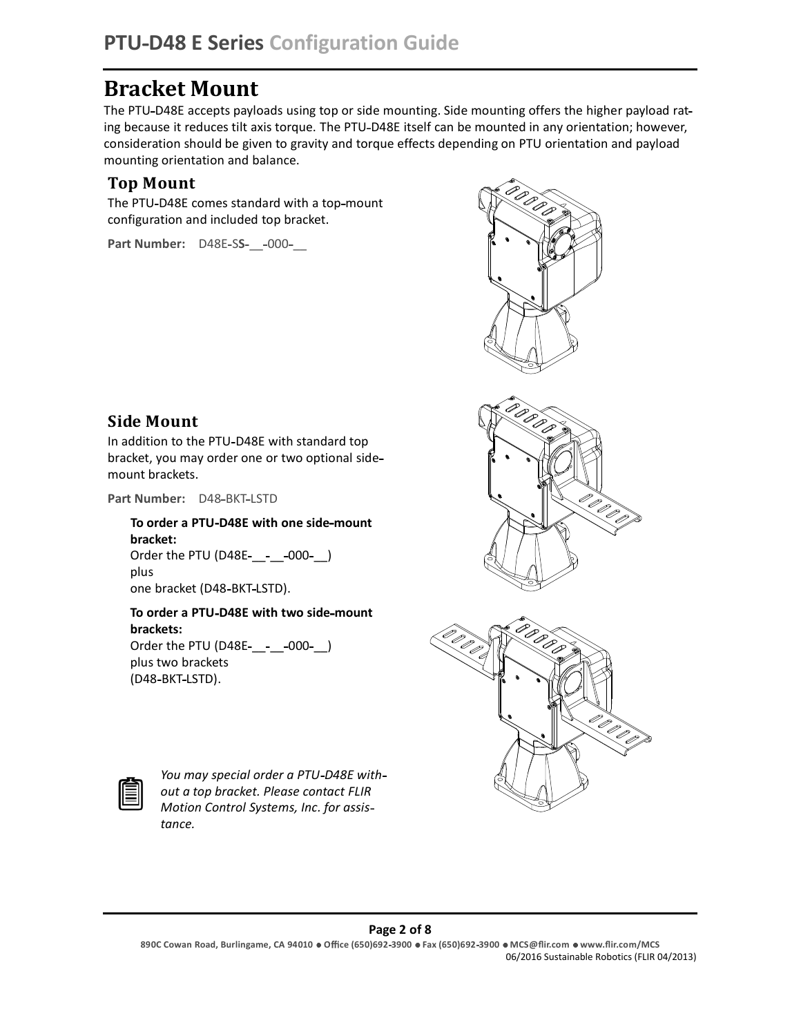# Bracket Mount

The PTU-D48E accepts payloads using top or side mounting. Side mounting offers the higher payload rating because it reduces tilt axis torque. The PTU-D48E itself can be mounted in any orientation; however, consideration should be given to gravity and torque effects depending on PTU orientation and payload mounting orientation and balance.

## Top Mount

The PTU-D48E comes standard with a top-mount configuration and included top bracket.

**Part Number:** D48E-S**S**-__-000-__

## Side Mount

In addition to the PTU-D48E with standard top bracket, you may order one or two optional side-mount brackets.

**Part Number:** D48-BKT-LSTD

**To order a PTU-D48E with one side-mount bracket:**
Order the PTU (D48E-__-__-000-__)
plus
one bracket (D48-BKT-LSTD).

**To order a PTU-D48E with two side-mount brackets:**
Order the PTU (D48E-__-__-000-__)
plus two brackets
(D48-BKT-LSTD).

*You may special order a PTU-D48E without a top bracket. Please contact FLIR Motion Control Systems, Inc. for assistance.*

890C Cowan Road, Burlingame, CA 94010 ● Office (650)692-3900 ● Fax (650)692-3900 ● MCS@flir.com ● www.flir.com/MCS
06/2016 Sustainable Robotics (FLIR 04/2013)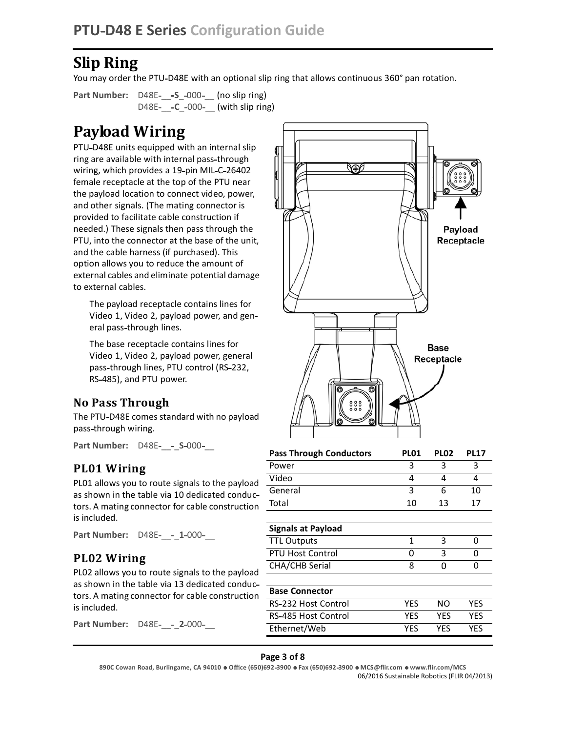## Slip Ring

You may order the PTU-D48E with an optional slip ring that allows continuous 360° pan rotation.

**Part Number:** D48E-__-**S**_-000-__ (no slip ring)
D48E-__-**C**_-000-__ (with slip ring)

## Payload Wiring

PTU-D48E units equipped with an internal slip ring are available with internal pass-through wiring, which provides a 19-pin MIL-C-26402 female receptacle at the top of the PTU near the payload location to connect video, power, and other signals. (The mating connector is provided to facilitate cable construction if needed.) These signals then pass through the PTU, into the connector at the base of the unit, and the cable harness (if purchased). This option allows you to reduce the amount of external cables and eliminate potential damage to external cables.

The payload receptacle contains lines for Video 1, Video 2, payload power, and general pass-through lines.

The base receptacle contains lines for Video 1, Video 2, payload power, general pass-through lines, PTU control (RS-232, RS-485), and PTU power.

Payload Receptacle

Base Receptacle

### No Pass Through

The PTU-D48E comes standard with no payload pass-through wiring.

**Part Number:** D48E-__-_**S**-000-__

### PL01 Wiring

PL01 allows you to route signals to the payload as shown in the table via 10 dedicated conductors. A mating connector for cable construction is included.

**Part Number:** D48E-__-_**1**-000-__

### PL02 Wiring

PL02 allows you to route signals to the payload as shown in the table via 13 dedicated conductors. A mating connector for cable construction is included.

**Part Number:** D48E-__-_**2**-000-__

| Pass Through Conductors | PL01 | PL02 | PL17 |
|---|---|---|---|
| Power | 3 | 3 | 3 |
| Video | 4 | 4 | 4 |
| General | 3 | 6 | 10 |
| Total | 10 | 13 | 17 |
| **Signals at Payload** | | | |
| TTL Outputs | 1 | 3 | 0 |
| PTU Host Control | 0 | 3 | 0 |
| CHA/CHB Serial | 8 | 0 | 0 |
| **Base Connector** | | | |
| RS-232 Host Control | YES | NO | YES |
| RS-485 Host Control | YES | YES | YES |
| Ethernet/Web | YES | YES | YES |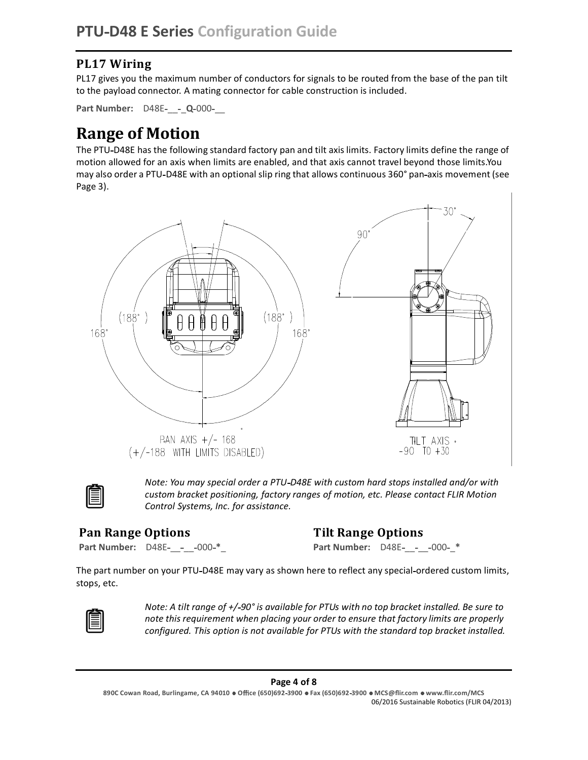### PL17 Wiring

PL17 gives you the maximum number of conductors for signals to be routed from the base of the pan tilt to the payload connector. A mating connector for cable construction is included.

**Part Number:** D48E-__-_**Q**-000-__

# Range of Motion

The PTU-D48E has the following standard factory pan and tilt axis limits. Factory limits define the range of motion allowed for an axis when limits are enabled, and that axis cannot travel beyond those limits.You may also order a PTU-D48E with an optional slip ring that allows continuous 360° pan-axis movement (see Page 3).

PAN AXIS +/- 168°
(+/-188 WITH LIMITS DISABLED)

TILT AXIS -90 TO +30

*Note: You may special order a PTU-D48E with custom hard stops installed and/or with custom bracket positioning, factory ranges of motion, etc. Please contact FLIR Motion Control Systems, Inc. for assistance.*

## Pan Range Options

**Part Number:** D48E-__-__-000-**\***_

## Tilt Range Options

**Part Number:** D48E-__-__-000-_**\***

The part number on your PTU-D48E may vary as shown here to reflect any special-ordered custom limits, stops, etc.

*Note: A tilt range of +/-90° is available for PTUs with no top bracket installed. Be sure to note this requirement when placing your order to ensure that factory limits are properly configured. This option is not available for PTUs with the standard top bracket installed.*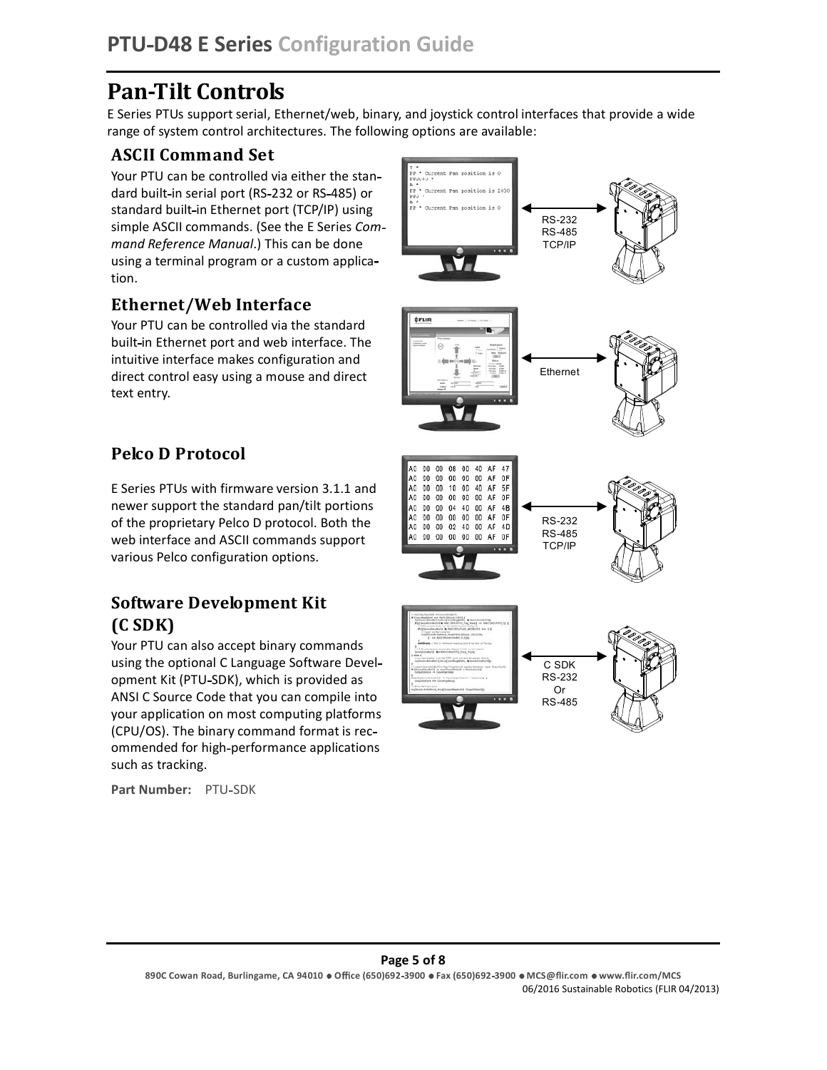# Pan-Tilt Controls

E Series PTUs support serial, Ethernet/web, binary, and joystick control interfaces that provide a wide range of system control architectures. The following options are available:

## ASCII Command Set

Your PTU can be controlled via either the standard built-in serial port (RS-232 or RS-485) or standard built-in Ethernet port (TCP/IP) using simple ASCII commands. (See the E Series *Command Reference Manual*.) This can be done using a terminal program or a custom application.

RS-232
RS-485
TCP/IP

## Ethernet/Web Interface

Your PTU can be controlled via the standard built-in Ethernet port and web interface. The intuitive interface makes configuration and direct control easy using a mouse and direct text entry.

Ethernet

## Pelco D Protocol

E Series PTUs with firmware version 3.1.1 and newer support the standard pan/tilt portions of the proprietary Pelco D protocol. Both the web interface and ASCII commands support various Pelco configuration options.

RS-232
RS-485
TCP/IP

## Software Development Kit (C SDK)

Your PTU can also accept binary commands using the optional C Language Software Development Kit (PTU-SDK), which is provided as ANSI C Source Code that you can compile into your application on most computing platforms (CPU/OS). The binary command format is recommended for high-performance applications such as tracking.

C SDK
RS-232
Or
RS-485

**Part Number:** PTU-SDK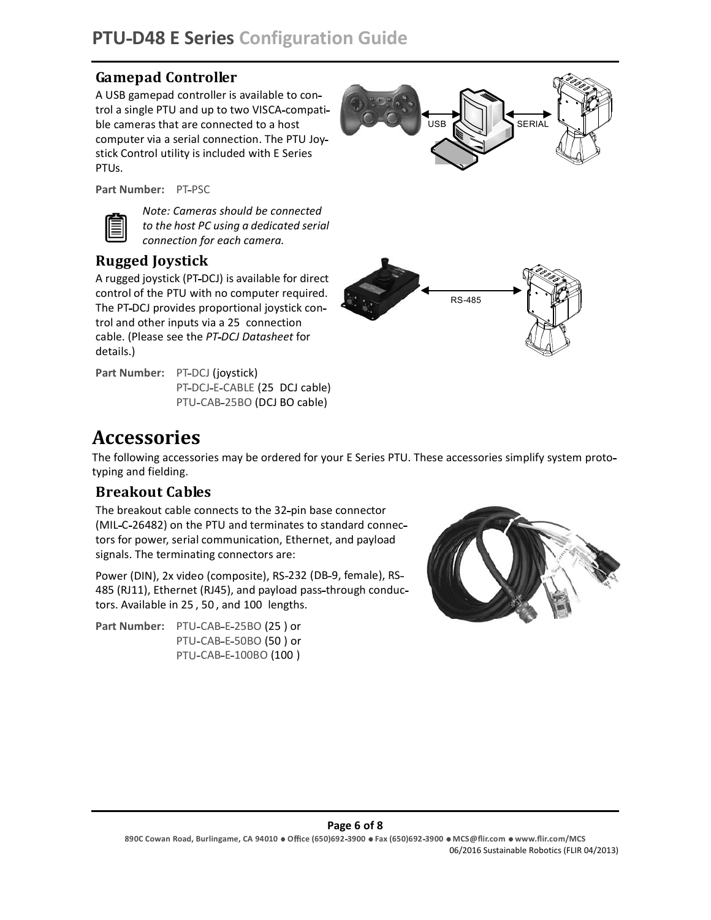## Gamepad Controller

A USB gamepad controller is available to control a single PTU and up to two VISCA-compatible cameras that are connected to a host computer via a serial connection. The PTU Joystick Control utility is included with E Series PTUs.

**Part Number:** PT-PSC

*Note: Cameras should be connected to the host PC using a dedicated serial connection for each camera.*

## Rugged Joystick

A rugged joystick (PT-DCJ) is available for direct control of the PTU with no computer required. The PT-DCJ provides proportional joystick control and other inputs via a 25 connection cable. (Please see the *PT-DCJ Datasheet* for details.)

**Part Number:** PT-DCJ (joystick)
PT-DCJ-E-CABLE (25 DCJ cable)
PTU-CAB-25BO (DCJ BO cable)

# Accessories

The following accessories may be ordered for your E Series PTU. These accessories simplify system prototyping and fielding.

## Breakout Cables

The breakout cable connects to the 32-pin base connector (MIL-C-26482) on the PTU and terminates to standard connectors for power, serial communication, Ethernet, and payload signals. The terminating connectors are:

Power (DIN), 2x video (composite), RS-232 (DB-9, female), RS-485 (RJ11), Ethernet (RJ45), and payload pass-through conductors. Available in 25 , 50 , and 100 lengths.

**Part Number:** PTU-CAB-E-25BO (25 ) or
PTU-CAB-E-50BO (50 ) or
PTU-CAB-E-100BO (100 )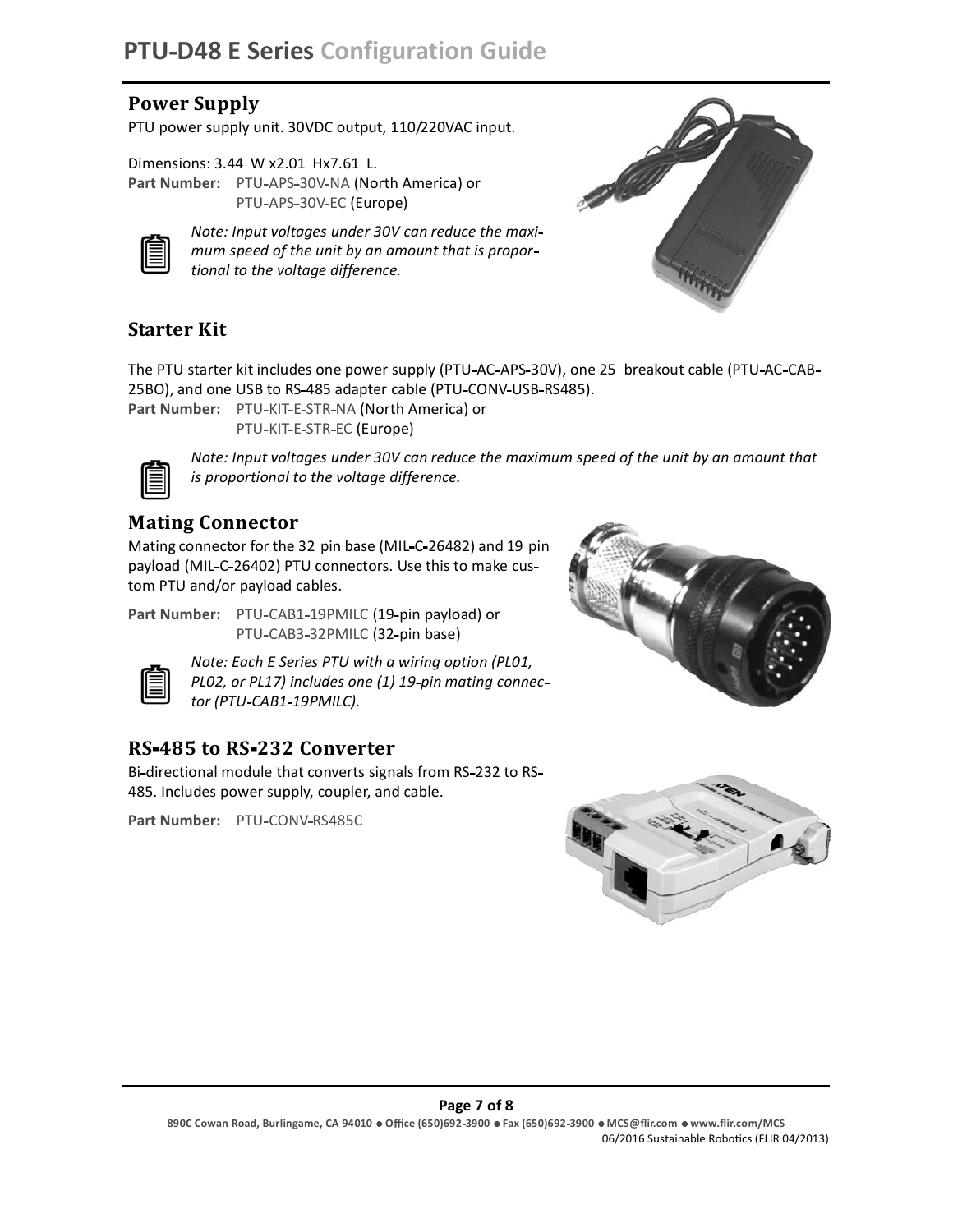## Power Supply

PTU power supply unit. 30VDC output, 110/220VAC input.

Dimensions: 3.44 W x2.01 Hx7.61 L.
**Part Number:** PTU-APS-30V-NA (North America) or
PTU-APS-30V-EC (Europe)

*Note: Input voltages under 30V can reduce the maximum speed of the unit by an amount that is proportional to the voltage difference.*

## Starter Kit

The PTU starter kit includes one power supply (PTU-AC-APS-30V), one 25 breakout cable (PTU-AC-CAB-25BO), and one USB to RS-485 adapter cable (PTU-CONV-USB-RS485).
**Part Number:** PTU-KIT-E-STR-NA (North America) or
PTU-KIT-E-STR-EC (Europe)

*Note: Input voltages under 30V can reduce the maximum speed of the unit by an amount that is proportional to the voltage difference.*

## Mating Connector

Mating connector for the 32 pin base (MIL-C-26482) and 19 pin payload (MIL-C-26402) PTU connectors. Use this to make custom PTU and/or payload cables.

**Part Number:** PTU-CAB1-19PMILC (19-pin payload) or
PTU-CAB3-32PMILC (32-pin base)

*Note: Each E Series PTU with a wiring option (PL01, PL02, or PL17) includes one (1) 19-pin mating connector (PTU-CAB1-19PMILC).*

## RS-485 to RS-232 Converter

Bi-directional module that converts signals from RS-232 to RS-485. Includes power supply, coupler, and cable.

**Part Number:** PTU-CONV-RS485C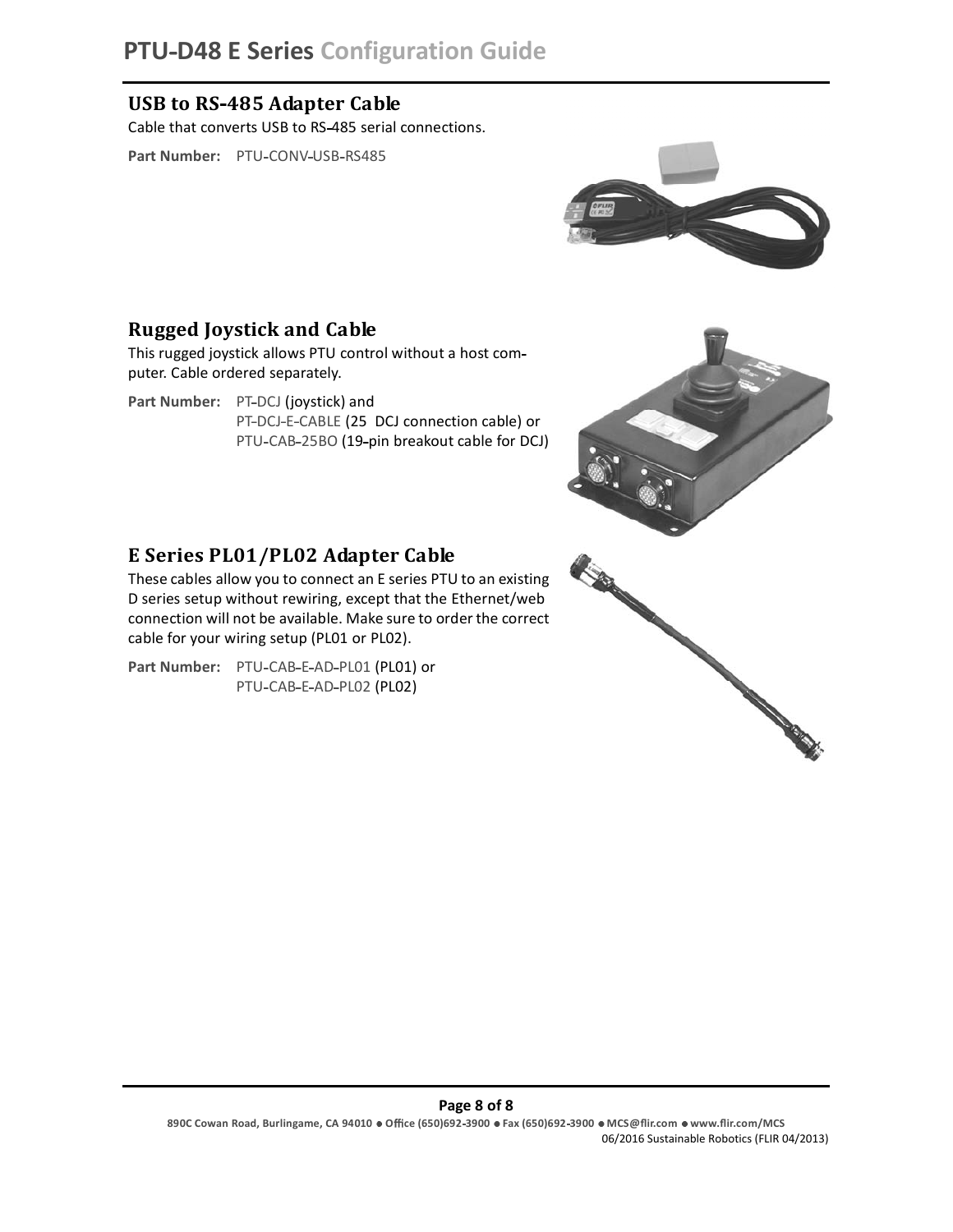## USB to RS-485 Adapter Cable

Cable that converts USB to RS-485 serial connections.

**Part Number:** PTU-CONV-USB-RS485

## Rugged Joystick and Cable

This rugged joystick allows PTU control without a host computer. Cable ordered separately.

**Part Number:** PT-DCJ (joystick) and
PT-DCJ-E-CABLE (25 DCJ connection cable) or
PTU-CAB-25BO (19-pin breakout cable for DCJ)

## E Series PL01/PL02 Adapter Cable

These cables allow you to connect an E series PTU to an existing D series setup without rewiring, except that the Ethernet/web connection will not be available. Make sure to order the correct cable for your wiring setup (PL01 or PL02).

**Part Number:** PTU-CAB-E-AD-PL01 (PL01) or
PTU-CAB-E-AD-PL02 (PL02)